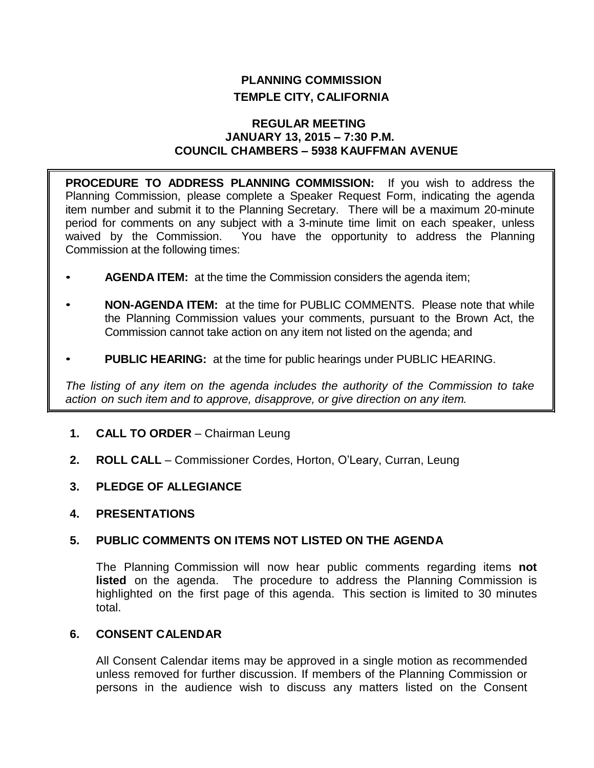# PLANNING COMMISSION

## TEMPLE CITY, CALIFORNIA

### REGULAR MEETING
### JANUARY 13, 2015 – 7:30 P.M.
### COUNCIL CHAMBERS – 5938 KAUFFMAN AVENUE

**PROCEDURE TO ADDRESS PLANNING COMMISSION:** If you wish to address the Planning Commission, please complete a Speaker Request Form, indicating the agenda item number and submit it to the Planning Secretary. There will be a maximum 20-minute period for comments on any subject with a 3-minute time limit on each speaker, unless waived by the Commission. You have the opportunity to address the Planning Commission at the following times:

- **AGENDA ITEM:** at the time the Commission considers the agenda item;
- **NON-AGENDA ITEM:** at the time for PUBLIC COMMENTS. Please note that while the Planning Commission values your comments, pursuant to the Brown Act, the Commission cannot take action on any item not listed on the agenda; and
- **PUBLIC HEARING:** at the time for public hearings under PUBLIC HEARING.

*The listing of any item on the agenda includes the authority of the Commission to take action on such item and to approve, disapprove, or give direction on any item.*

**1. CALL TO ORDER** – Chairman Leung

**2. ROLL CALL** – Commissioner Cordes, Horton, O'Leary, Curran, Leung

**3. PLEDGE OF ALLEGIANCE**

**4. PRESENTATIONS**

**5. PUBLIC COMMENTS ON ITEMS NOT LISTED ON THE AGENDA**

The Planning Commission will now hear public comments regarding items **not listed** on the agenda. The procedure to address the Planning Commission is highlighted on the first page of this agenda. This section is limited to 30 minutes total.

**6. CONSENT CALENDAR**

All Consent Calendar items may be approved in a single motion as recommended unless removed for further discussion. If members of the Planning Commission or persons in the audience wish to discuss any matters listed on the Consent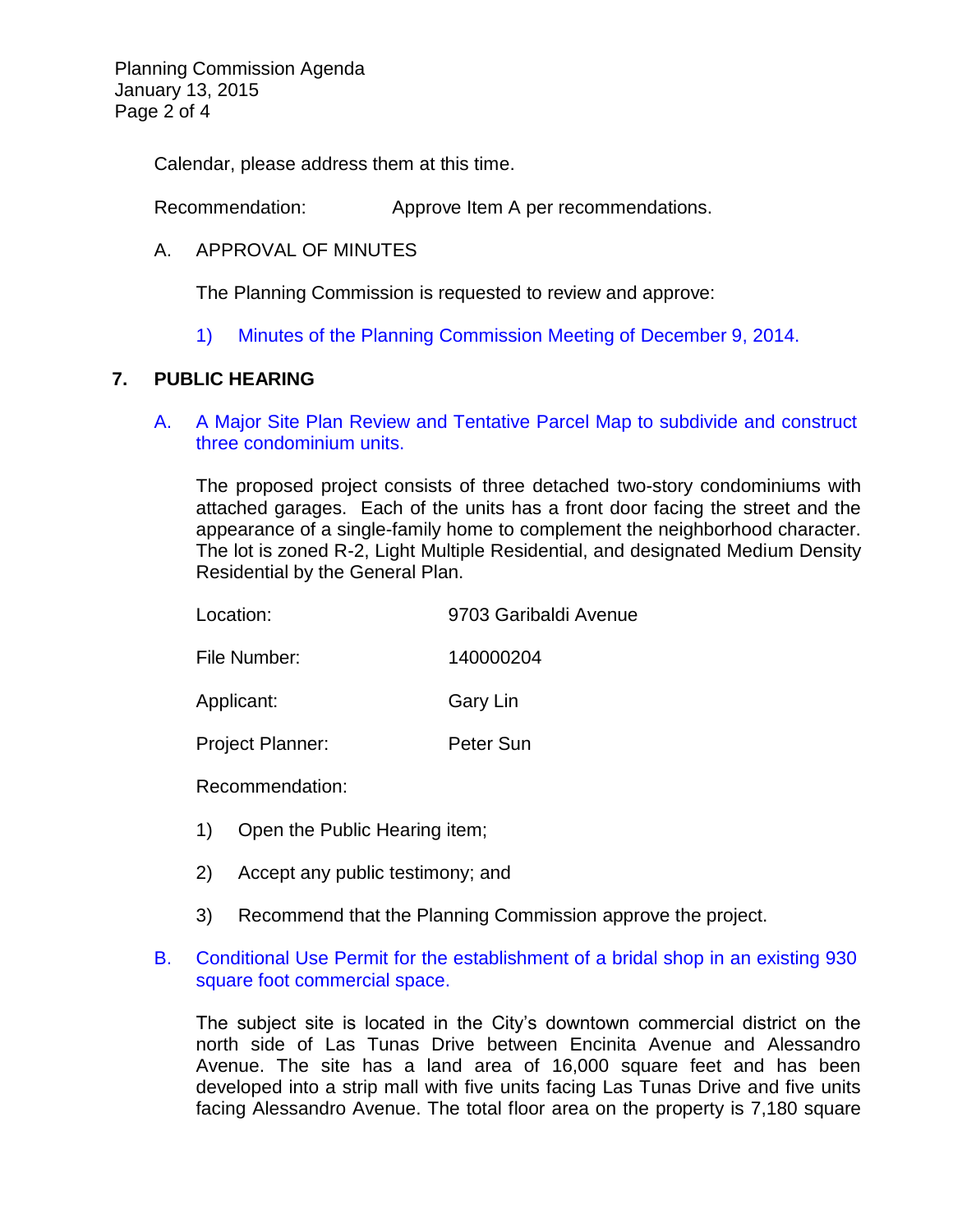Calendar, please address them at this time.

Recommendation: Approve Item A per recommendations.

A. APPROVAL OF MINUTES

The Planning Commission is requested to review and approve:

1) Minutes of the Planning Commission Meeting of December 9, 2014.

## 7. PUBLIC HEARING

A. A Major Site Plan Review and Tentative Parcel Map to subdivide and construct three condominium units.

The proposed project consists of three detached two-story condominiums with attached garages. Each of the units has a front door facing the street and the appearance of a single-family home to complement the neighborhood character. The lot is zoned R-2, Light Multiple Residential, and designated Medium Density Residential by the General Plan.

Location: 9703 Garibaldi Avenue

File Number: 140000204

Applicant: Gary Lin

Project Planner: Peter Sun

Recommendation:

1) Open the Public Hearing item;

2) Accept any public testimony; and

3) Recommend that the Planning Commission approve the project.

B. Conditional Use Permit for the establishment of a bridal shop in an existing 930 square foot commercial space.

The subject site is located in the City's downtown commercial district on the north side of Las Tunas Drive between Encinita Avenue and Alessandro Avenue. The site has a land area of 16,000 square feet and has been developed into a strip mall with five units facing Las Tunas Drive and five units facing Alessandro Avenue. The total floor area on the property is 7,180 square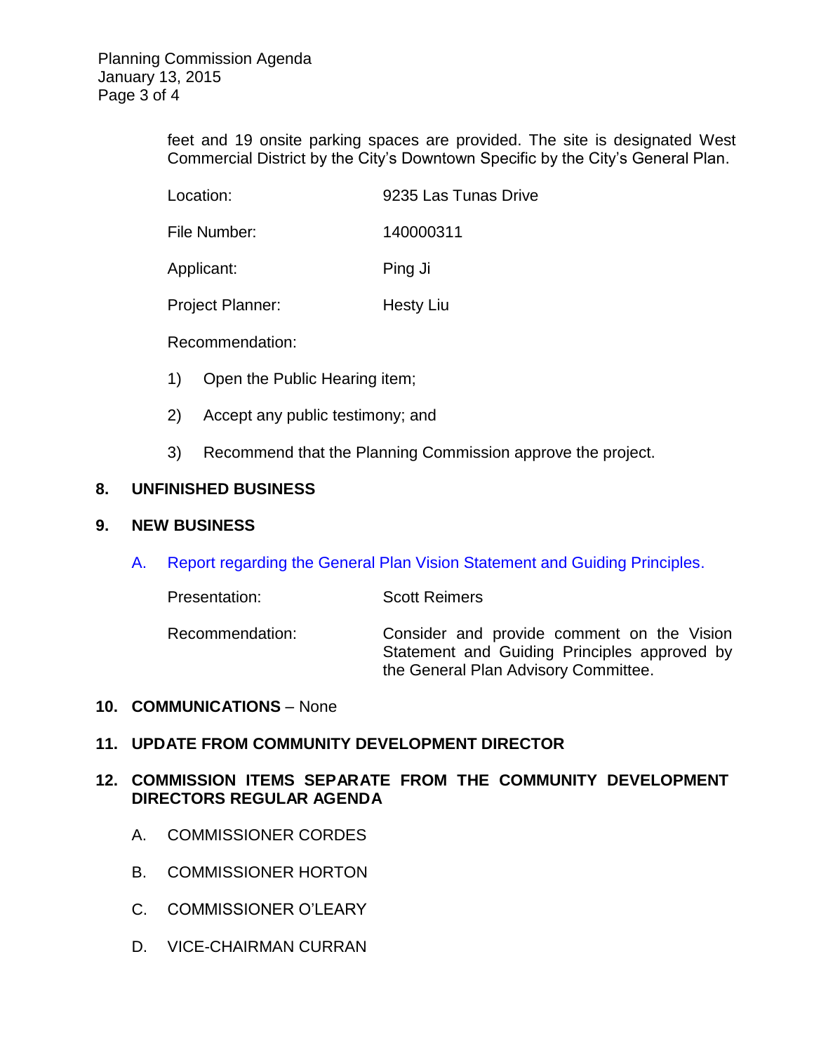feet and 19 onsite parking spaces are provided. The site is designated West Commercial District by the City's Downtown Specific by the City's General Plan.

Location: 9235 Las Tunas Drive

File Number: 140000311

Applicant: Ping Ji

Project Planner: Hesty Liu

Recommendation:

1) Open the Public Hearing item;

2) Accept any public testimony; and

3) Recommend that the Planning Commission approve the project.

## 8. UNFINISHED BUSINESS

## 9. NEW BUSINESS

A. Report regarding the General Plan Vision Statement and Guiding Principles.

Presentation: Scott Reimers

Recommendation: Consider and provide comment on the Vision Statement and Guiding Principles approved by the General Plan Advisory Committee.

## 10. COMMUNICATIONS – None

## 11. UPDATE FROM COMMUNITY DEVELOPMENT DIRECTOR

## 12. COMMISSION ITEMS SEPARATE FROM THE COMMUNITY DEVELOPMENT DIRECTORS REGULAR AGENDA

A. COMMISSIONER CORDES

B. COMMISSIONER HORTON

C. COMMISSIONER O'LEARY

D. VICE-CHAIRMAN CURRAN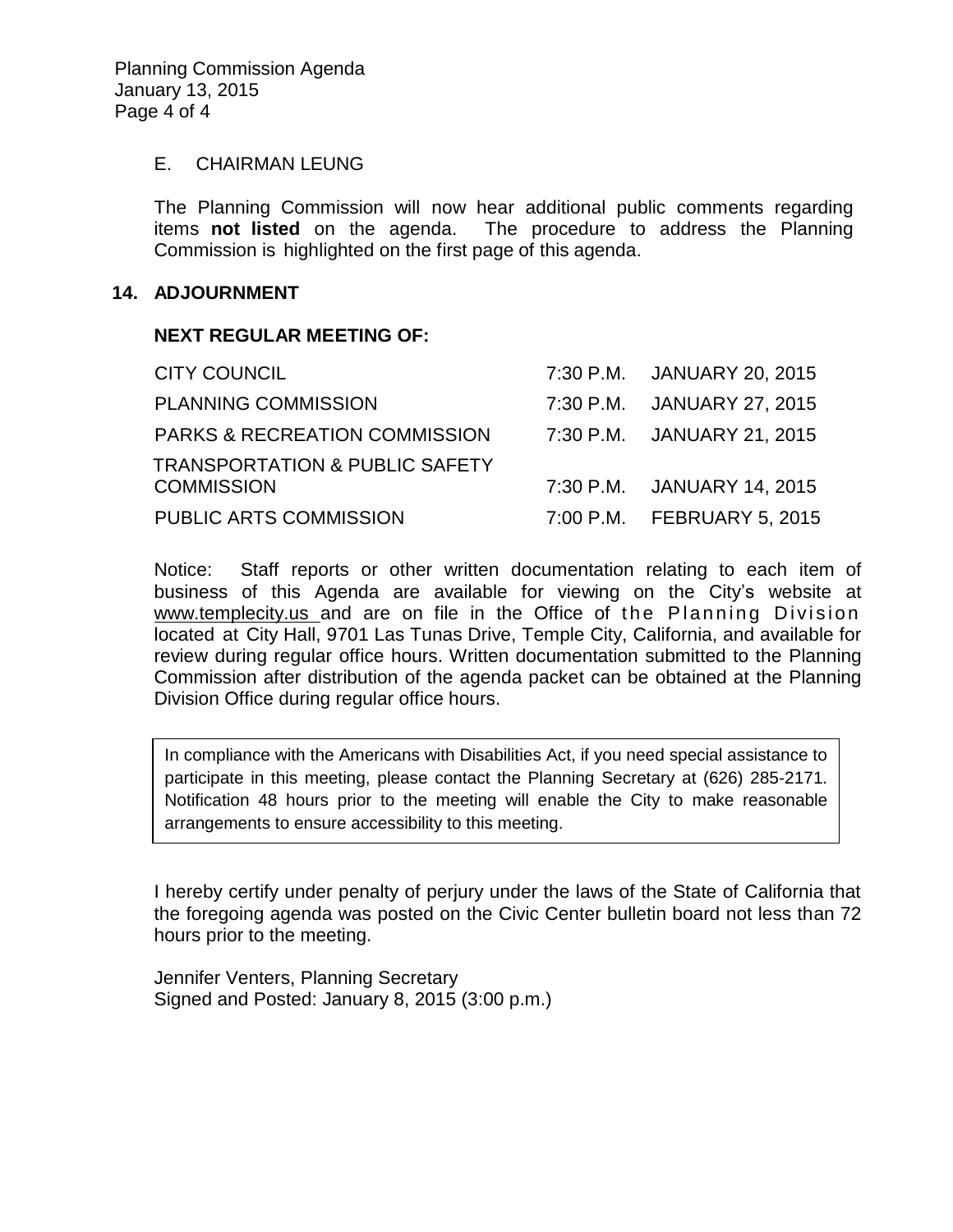E. CHAIRMAN LEUNG

The Planning Commission will now hear additional public comments regarding items **not listed** on the agenda. The procedure to address the Planning Commission is highlighted on the first page of this agenda.

## 14. ADJOURNMENT

**NEXT REGULAR MEETING OF:**

| | | |
|---|---|---|
| CITY COUNCIL | 7:30 P.M. | JANUARY 20, 2015 |
| PLANNING COMMISSION | 7:30 P.M. | JANUARY 27, 2015 |
| PARKS & RECREATION COMMISSION | 7:30 P.M. | JANUARY 21, 2015 |
| TRANSPORTATION & PUBLIC SAFETY COMMISSION | 7:30 P.M. | JANUARY 14, 2015 |
| PUBLIC ARTS COMMISSION | 7:00 P.M. | FEBRUARY 5, 2015 |

Notice: Staff reports or other written documentation relating to each item of business of this Agenda are available for viewing on the City's website at www.templecity.us and are on file in the Office of the Planning Division located at City Hall, 9701 Las Tunas Drive, Temple City, California, and available for review during regular office hours. Written documentation submitted to the Planning Commission after distribution of the agenda packet can be obtained at the Planning Division Office during regular office hours.

In compliance with the Americans with Disabilities Act, if you need special assistance to participate in this meeting, please contact the Planning Secretary at (626) 285-2171. Notification 48 hours prior to the meeting will enable the City to make reasonable arrangements to ensure accessibility to this meeting.

I hereby certify under penalty of perjury under the laws of the State of California that the foregoing agenda was posted on the Civic Center bulletin board not less than 72 hours prior to the meeting.

Jennifer Venters, Planning Secretary
Signed and Posted: January 8, 2015 (3:00 p.m.)